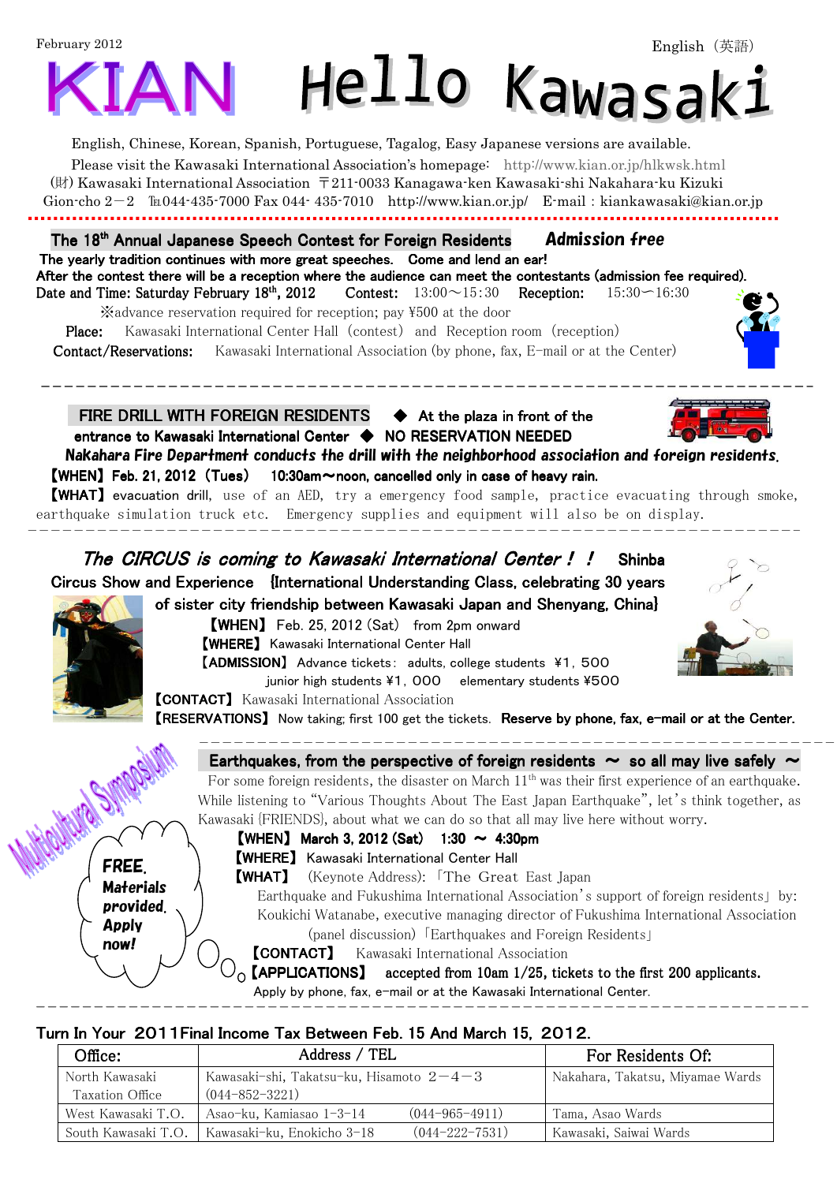February 2012

English（英語）

# KIAN Hello Kawasaki

English, Chinese, Korean, Spanish, Portuguese, Tagalog, Easy Japanese versions are available.

Please visit the Kawasaki International Association's homepage: http://www.kian.or.jp/hlkwsk.html

(財) Kawasaki International Association 〒211-0033 Kanagawa-ken Kawasaki-shi Nakahara-ku Kizuki Gion-cho 2－2 ℡044-435-7000 Fax 044- 435-7010 http://www.kian.or.jp/ E-mail : kiankawasaki@kian.or.jp

## The 18th Annual Japanese Speech Contest for Foreign Residents *Admission free*

**The yearly tradition continues with more great speeches. Come and lend an ear!**

**After the contest there will be a reception where the audience can meet the contestants (admission fee required).**

**Date and Time: Saturday February 18th, 2012** **Contest:** 13:00～15:30 **Reception:** 15:30～16:30

※advance reservation required for reception; pay ¥500 at the door

**Place:** Kawasaki International Center Hall（contest） and Reception room（reception）

**Contact/Reservations:** Kawasaki International Association (by phone, fax, E-mail or at the Center)

---

## FIRE DRILL WITH FOREIGN RESIDENTS ◆ At the plaza in front of the entrance to Kawasaki International Center ◆ NO RESERVATION NEEDED

***Nakahara Fire Department conducts the drill with the neighborhood association and foreign residents.***

**【WHEN】Feb. 21, 2012（Tues） 10:30am～noon, cancelled only in case of heavy rain.**

**【WHAT】**evacuation drill, use of an AED, try a emergency food sample, practice evacuating through smoke, earthquake simulation truck etc. Emergency supplies and equipment will also be on display.

---

## *The CIRCUS is coming to Kawasaki International Center！！* Shinba Circus Show and Experience {International Understanding Class, celebrating 30 years of sister city friendship between Kawasaki Japan and Shenyang, China}

**【WHEN】** Feb. 25, 2012 (Sat) from 2pm onward

**【WHERE】** Kawasaki International Center Hall

**【ADMISSION】** Advance tickets: adults, college students ¥1，500
junior high students ¥1，000 elementary students ¥500

**【CONTACT】** Kawasaki International Association

**【RESERVATIONS】** Now taking; first 100 get the tickets. **Reserve by phone, fax, e-mail or at the Center.**

---

## Multicultural Symposium

## Earthquakes, from the perspective of foreign residents ～ so all may live safely ～

For some foreign residents, the disaster on March 11th was their first experience of an earthquake. While listening to "Various Thoughts About The East Japan Earthquake", let's think together, as Kawasaki {FRIENDS}, about what we can do so that all may live here without worry.

**FREE. Materials provided. Apply now!**

**【WHEN】 March 3, 2012 (Sat) 1:30 ～ 4:30pm**

**【WHERE】** Kawasaki International Center Hall

**【WHAT】** (Keynote Address):「The Great East Japan Earthquake and Fukushima International Association's support of foreign residents」 by: Koukichi Watanabe, executive managing director of Fukushima International Association

(panel discussion)「Earthquakes and Foreign Residents」

**【CONTACT】** Kawasaki International Association

**【APPLICATIONS】 accepted from 10am 1/25, tickets to the first 200 applicants.**

Apply by phone, fax, e-mail or at the Kawasaki International Center.

---

## Turn In Your 2011Final Income Tax Between Feb. 15 And March 15, 2012.

| Office: | Address / TEL | For Residents Of: |
|---|---|---|
| North Kawasaki Taxation Office | Kawasaki-shi, Takatsu-ku, Hisamoto 2－2－3 (044-852-3221) | Nakahara, Takatsu, Miyamae Wards |
| West Kawasaki T.O. | Asao-ku, Kamiasao 1-3-14 (044-965-4911) | Tama, Asao Wards |
| South Kawasaki T.O. | Kawasaki-ku, Enokicho 3-18 (044-222-7531) | Kawasaki, Saiwai Wards |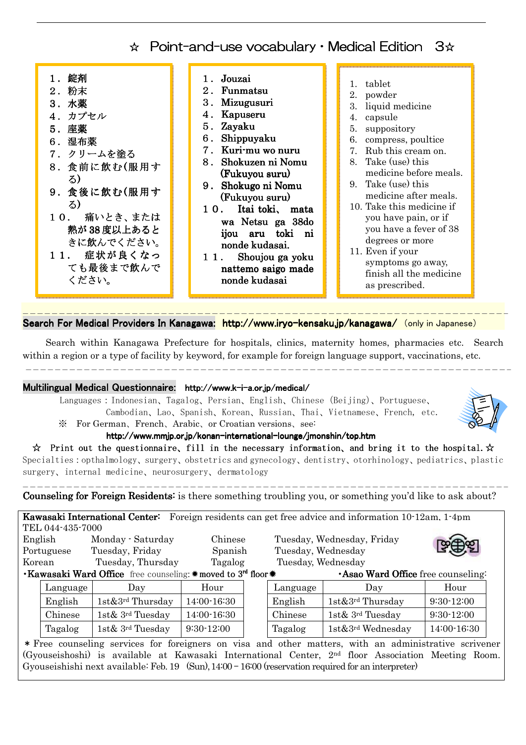## ☆ Point-and-use vocabulary・Medical Edition 3☆

| | | |
|---|---|---|
| １．錠剤 | １．Jouzai | 1. tablet |
| ２．粉末 | ２．Funmatsu | 2. powder |
| ３．水薬 | ３．Mizugusuri | 3. liquid medicine |
| ４．カプセル | ４．Kapuseru | 4. capsule |
| ５．座薬 | ５．Zayaku | 5. suppository |
| ６．湿布薬 | ６．Shippuyaku | 6. compress, poultice |
| ７．クリームを塗る | ７．Kuri-mu wo nuru | 7. Rub this cream on. |
| ８．食前に飲む(服用する) | ８．Shokuzen ni Nomu (Fukuyou suru) | 8. Take (use) this medicine before meals. |
| ９．食後に飲む(服用する) | ９．Shokugo ni Nomu (Fukuyou suru) | 9. Take (use) this medicine after meals. |
| １０．痛いとき、または熱が38度以上あるときに飲んでください。 | １０．Itai toki、mata wa Netsu ga 38do ijou aru toki ni nonde kudasai. | 10. Take this medicine if you have pain, or if you have a fever of 38 degrees or more |
| １１．症状が良くなっても最後まで飲んでください。 | １１．Shoujou ga yoku nattemo saigo made nonde kudasai | 11. Even if your symptoms go away, finish all the medicine as prescribed. |

---

**Search For Medical Providers In Kanagawa: http://www.iryo-kensaku.jp/kanagawa/** （only in Japanese）

Search within Kanagawa Prefecture for hospitals, clinics, maternity homes, pharmacies etc. Search within a region or a type of facility by keyword, for example for foreign language support, vaccinations, etc.

---

**Multilingual Medical Questionnaire: http://www.k-i-a.or.jp/medical/**

Languages：Indonesian、Tagalog、Persian、English、Chinese (Beijing)、Portuguese、Cambodian、Lao、Spanish、Korean、Russian、Thai、Vietnamese、French, etc.

※ For German、French、Arabic、or Croatian versions、see:

**http://www.mmjp.or.jp/konan-international-lounge/jmonshin/top.htm**

☆ Print out the questionnaire、fill in the necessary information、and bring it to the hospital.☆

Specialties：opthalmology、surgery、obstetrics and gynecology、dentistry、otorhinology、pediatrics、plastic surgery、internal medicine、neurosurgery、dermatology

---

**Counseling for Foreign Residents:** is there something troubling you, or something you'd like to ask about?

**Kawasaki International Center:** Foreign residents can get free advice and information 10-12am, 1-4pm TEL 044-435-7000

| | | | |
|---|---|---|---|
| English | Monday - Saturday | Chinese | Tuesday, Wednesday, Friday |
| Portuguese | Tuesday, Friday | Spanish | Tuesday, Wednesday |
| Korean | Tuesday, Thursday | Tagalog | Tuesday, Wednesday |

・**Kawasaki Ward Office** free counseling: ✹moved to 3rd floor✹

| Language | Day | Hour |
|---|---|---|
| English | 1st&3rd Thursday | 14:00-16:30 |
| Chinese | 1st& 3rd Tuesday | 14:00-16:30 |
| Tagalog | 1st& 3rd Tuesday | 9:30-12:00 |

・**Asao Ward Office** free counseling:

| Language | Day | Hour |
|---|---|---|
| English | 1st&3rd Thursday | 9:30-12:00 |
| Chinese | 1st& 3rd Tuesday | 9:30-12:00 |
| Tagalog | 1st&3rd Wednesday | 14:00-16:30 |

＊Free counseling services for foreigners on visa and other matters, with an administrative scrivener (Gyouseishoshi) is available at Kawasaki International Center, 2nd floor Association Meeting Room. Gyouseishishi next available: Feb. 19 (Sun), 14:00－16:00 (reservation required for an interpreter)